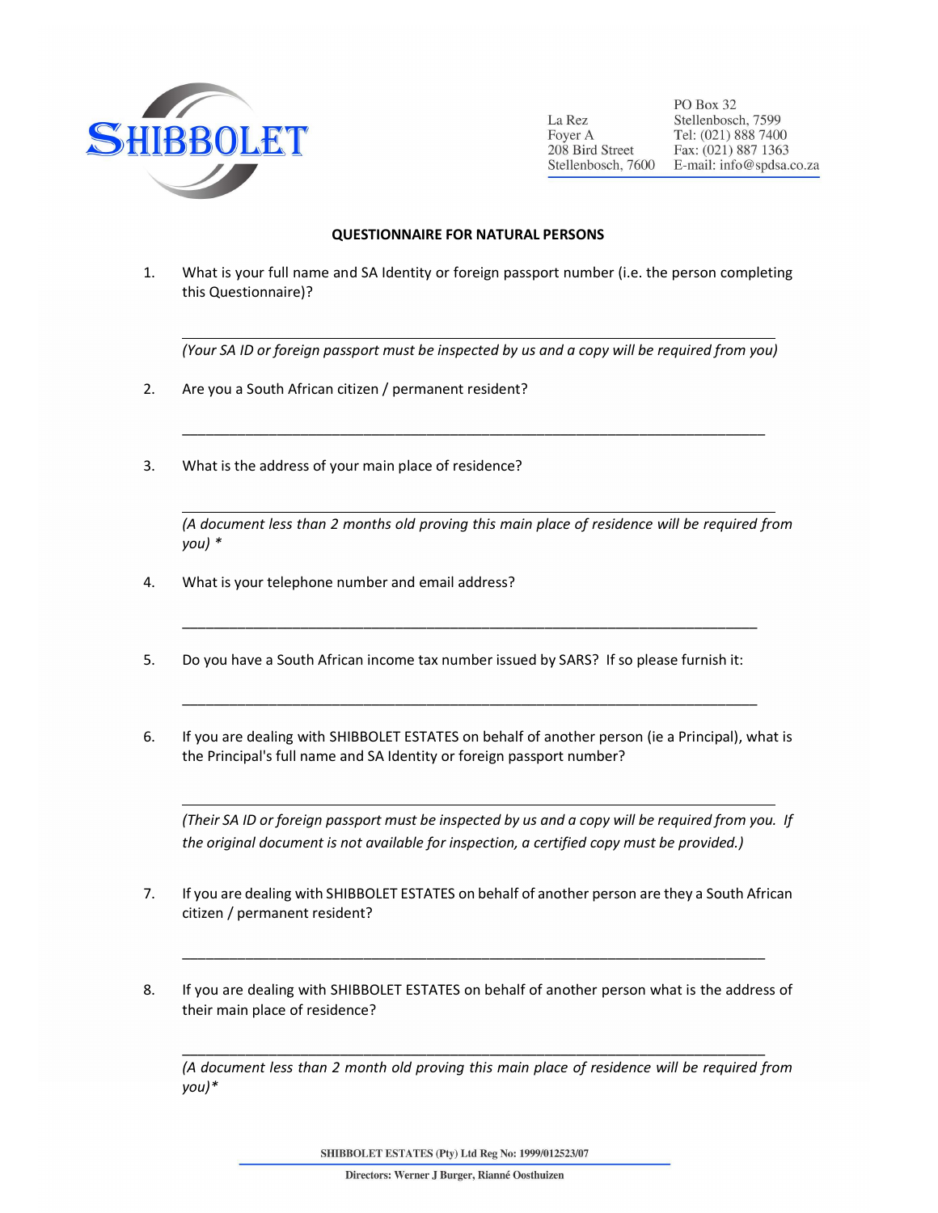SHIBBOLET

La Rez
Foyer A
208 Bird Street
Stellenbosch, 7600

PO Box 32
Stellenbosch, 7599
Tel: (021) 888 7400
Fax: (021) 887 1363
E-mail: info@spdsa.co.za

**QUESTIONNAIRE FOR NATURAL PERSONS**

1. What is your full name and SA Identity or foreign passport number (i.e. the person completing this Questionnaire)?

   ___________________________________________________________________________

   *(Your SA ID or foreign passport must be inspected by us and a copy will be required from you)*

2. Are you a South African citizen / permanent resident?

   ___________________________________________________________________________

3. What is the address of your main place of residence?

   ___________________________________________________________________________

   *(A document less than 2 months old proving this main place of residence will be required from you) **

4. What is your telephone number and email address?

   ___________________________________________________________________________

5. Do you have a South African income tax number issued by SARS? If so please furnish it:

   ___________________________________________________________________________

6. If you are dealing with SHIBBOLET ESTATES on behalf of another person (ie a Principal), what is the Principal's full name and SA Identity or foreign passport number?

   ___________________________________________________________________________

   *(Their SA ID or foreign passport must be inspected by us and a copy will be required from you. If the original document is not available for inspection, a certified copy must be provided.)*

7. If you are dealing with SHIBBOLET ESTATES on behalf of another person are they a South African citizen / permanent resident?

   ___________________________________________________________________________

8. If you are dealing with SHIBBOLET ESTATES on behalf of another person what is the address of their main place of residence?

   ___________________________________________________________________________

   *(A document less than 2 month old proving this main place of residence will be required from you)**

SHIBBOLET ESTATES (Pty) Ltd Reg No: 1999/012523/07

Directors: Werner J Burger, Rianné Oosthuizen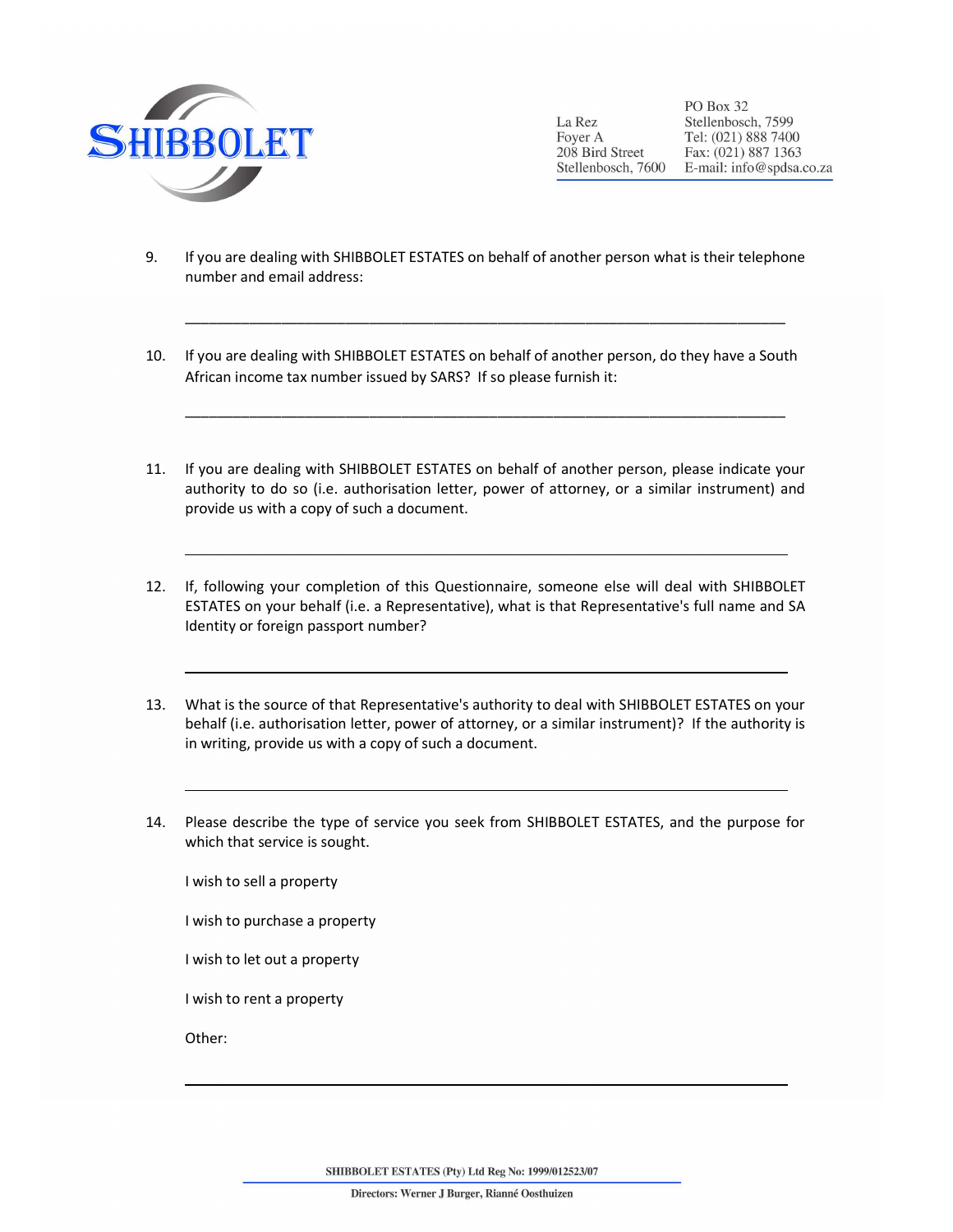9. If you are dealing with SHIBBOLET ESTATES on behalf of another person what is their telephone number and email address:

   ___________________________________________________________________________

10. If you are dealing with SHIBBOLET ESTATES on behalf of another person, do they have a South African income tax number issued by SARS? If so please furnish it:

   ___________________________________________________________________________

11. If you are dealing with SHIBBOLET ESTATES on behalf of another person, please indicate your authority to do so (i.e. authorisation letter, power of attorney, or a similar instrument) and provide us with a copy of such a document.

   ___________________________________________________________________________

12. If, following your completion of this Questionnaire, someone else will deal with SHIBBOLET ESTATES on your behalf (i.e. a Representative), what is that Representative's full name and SA Identity or foreign passport number?

   ___________________________________________________________________________

13. What is the source of that Representative's authority to deal with SHIBBOLET ESTATES on your behalf (i.e. authorisation letter, power of attorney, or a similar instrument)? If the authority is in writing, provide us with a copy of such a document.

   ___________________________________________________________________________

14. Please describe the type of service you seek from SHIBBOLET ESTATES, and the purpose for which that service is sought.

   I wish to sell a property

   I wish to purchase a property

   I wish to let out a property

   I wish to rent a property

   Other:

   ___________________________________________________________________________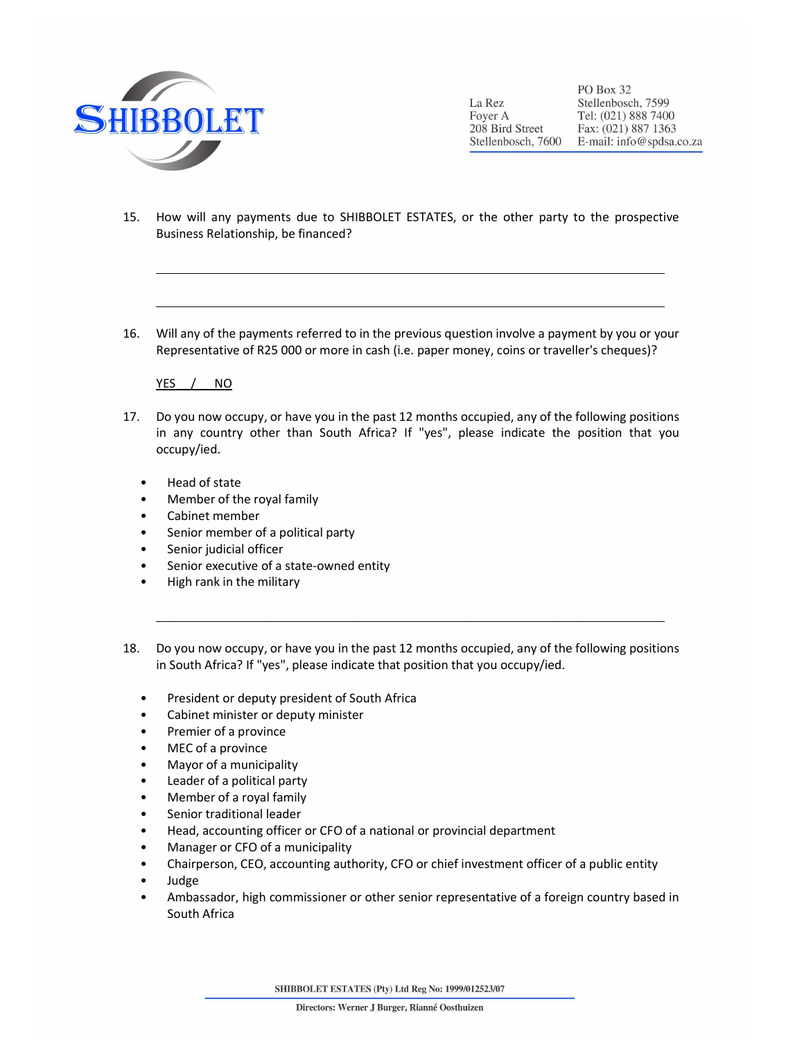15. How will any payments due to SHIBBOLET ESTATES, or the other party to the prospective Business Relationship, be financed?

\_\_\_\_\_\_\_\_\_\_\_\_\_\_\_\_\_\_\_\_\_\_\_\_\_\_\_\_\_\_\_\_\_\_\_\_\_\_\_\_\_\_\_\_\_\_\_\_\_\_\_\_\_\_\_\_\_\_\_\_\_\_\_\_\_\_\_\_\_\_\_\_

\_\_\_\_\_\_\_\_\_\_\_\_\_\_\_\_\_\_\_\_\_\_\_\_\_\_\_\_\_\_\_\_\_\_\_\_\_\_\_\_\_\_\_\_\_\_\_\_\_\_\_\_\_\_\_\_\_\_\_\_\_\_\_\_\_\_\_\_\_\_\_\_

16. Will any of the payments referred to in the previous question involve a payment by you or your Representative of R25 000 or more in cash (i.e. paper money, coins or traveller's cheques)?

    YES / NO

17. Do you now occupy, or have you in the past 12 months occupied, any of the following positions in any country other than South Africa? If "yes", please indicate the position that you occupy/ied.

    - Head of state
    - Member of the royal family
    - Cabinet member
    - Senior member of a political party
    - Senior judicial officer
    - Senior executive of a state-owned entity
    - High rank in the military

    \_\_\_\_\_\_\_\_\_\_\_\_\_\_\_\_\_\_\_\_\_\_\_\_\_\_\_\_\_\_\_\_\_\_\_\_\_\_\_\_\_\_\_\_\_\_\_\_\_\_\_\_\_\_\_\_\_\_\_\_\_\_\_\_\_\_\_\_\_\_\_\_

18. Do you now occupy, or have you in the past 12 months occupied, any of the following positions in South Africa? If "yes", please indicate that position that you occupy/ied.

    - President or deputy president of South Africa
    - Cabinet minister or deputy minister
    - Premier of a province
    - MEC of a province
    - Mayor of a municipality
    - Leader of a political party
    - Member of a royal family
    - Senior traditional leader
    - Head, accounting officer or CFO of a national or provincial department
    - Manager or CFO of a municipality
    - Chairperson, CEO, accounting authority, CFO or chief investment officer of a public entity
    - Judge
    - Ambassador, high commissioner or other senior representative of a foreign country based in South Africa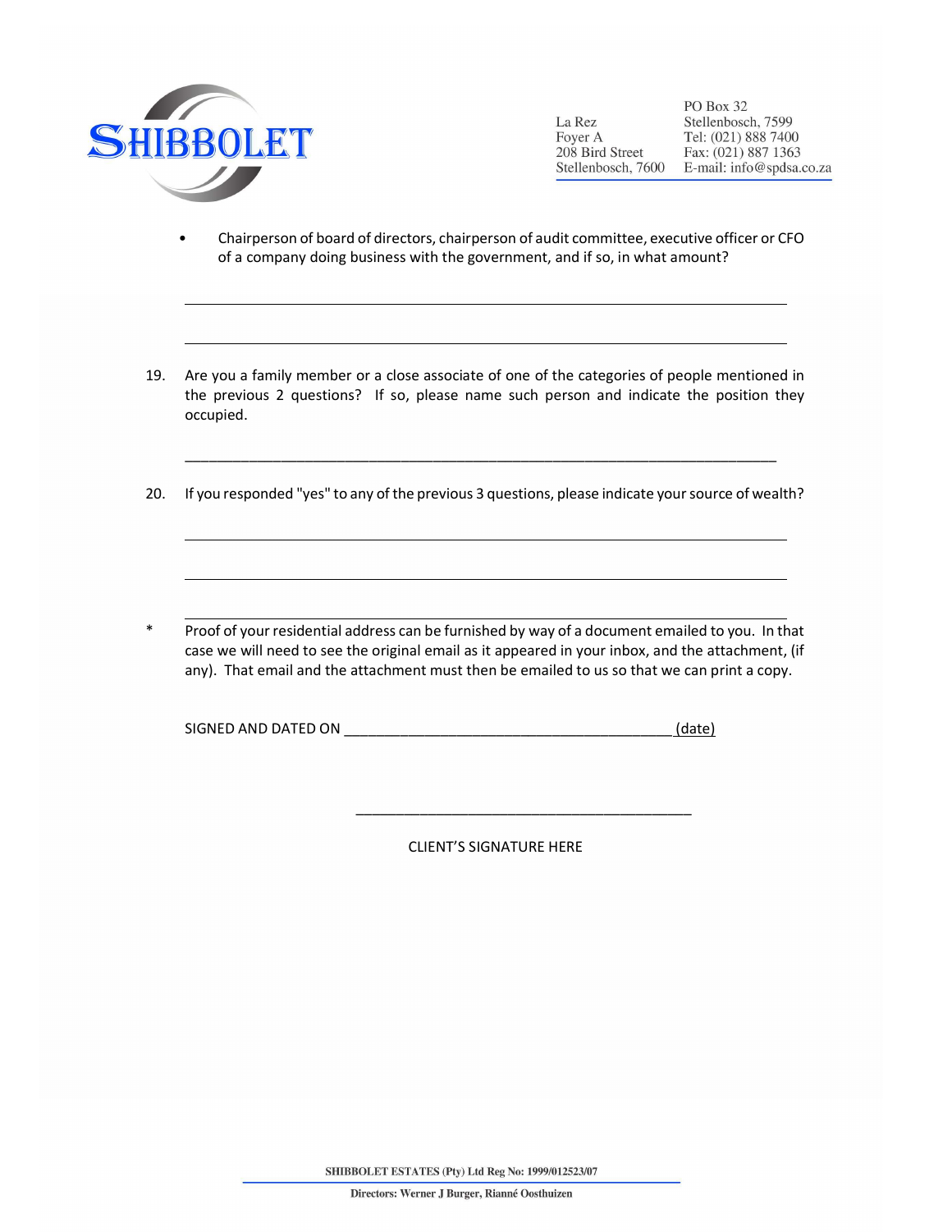- Chairperson of board of directors, chairperson of audit committee, executive officer or CFO of a company doing business with the government, and if so, in what amount?

_______________________________________________________________________________

_______________________________________________________________________________

19. Are you a family member or a close associate of one of the categories of people mentioned in the previous 2 questions? If so, please name such person and indicate the position they occupied.

_______________________________________________________________________________

20. If you responded "yes" to any of the previous 3 questions, please indicate your source of wealth?

_______________________________________________________________________________

_______________________________________________________________________________

_______________________________________________________________________________

\* Proof of your residential address can be furnished by way of a document emailed to you. In that case we will need to see the original email as it appeared in your inbox, and the attachment, (if any). That email and the attachment must then be emailed to us so that we can print a copy.

SIGNED AND DATED ON __________________________________________ (date)

__________________________________________

CLIENT'S SIGNATURE HERE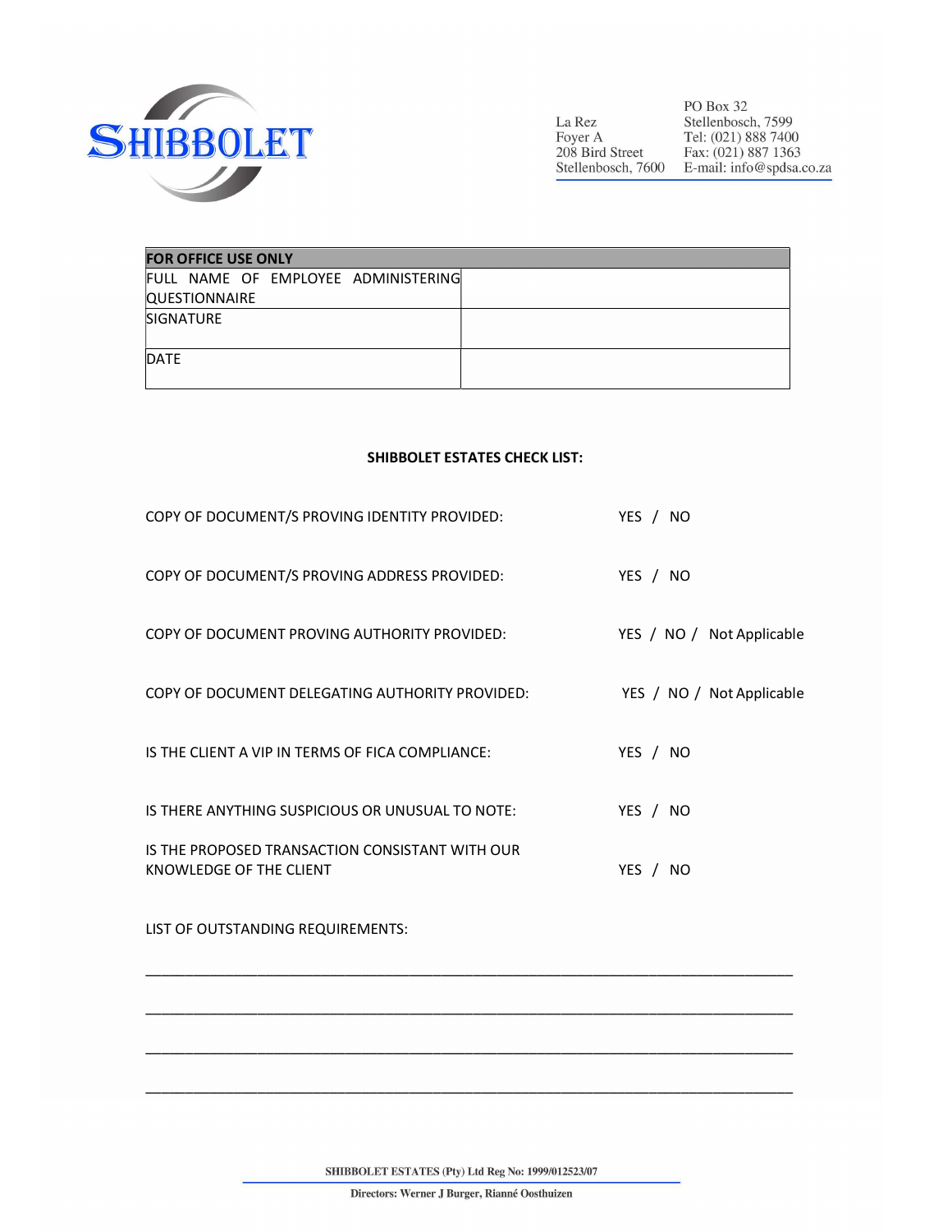SHIBBOLET

La Rez
Foyer A
208 Bird Street
Stellenbosch, 7600

PO Box 32
Stellenbosch, 7599
Tel: (021) 888 7400
Fax: (021) 887 1363
E-mail: info@spdsa.co.za

| FOR OFFICE USE ONLY | |
|---|---|
| FULL NAME OF EMPLOYEE ADMINISTERING QUESTIONNAIRE | |
| SIGNATURE | |
| DATE | |

**SHIBBOLET ESTATES CHECK LIST:**

COPY OF DOCUMENT/S PROVING IDENTITY PROVIDED: YES / NO

COPY OF DOCUMENT/S PROVING ADDRESS PROVIDED: YES / NO

COPY OF DOCUMENT PROVING AUTHORITY PROVIDED: YES / NO / Not Applicable

COPY OF DOCUMENT DELEGATING AUTHORITY PROVIDED: YES / NO / Not Applicable

IS THE CLIENT A VIP IN TERMS OF FICA COMPLIANCE: YES / NO

IS THERE ANYTHING SUSPICIOUS OR UNUSUAL TO NOTE: YES / NO

IS THE PROPOSED TRANSACTION CONSISTANT WITH OUR KNOWLEDGE OF THE CLIENT YES / NO

LIST OF OUTSTANDING REQUIREMENTS:

_______________________________________________________________________________

_______________________________________________________________________________

_______________________________________________________________________________

_______________________________________________________________________________

**SHIBBOLET ESTATES (Pty) Ltd Reg No: 1999/012523/07**

**Directors: Werner J Burger, Rianné Oosthuizen**